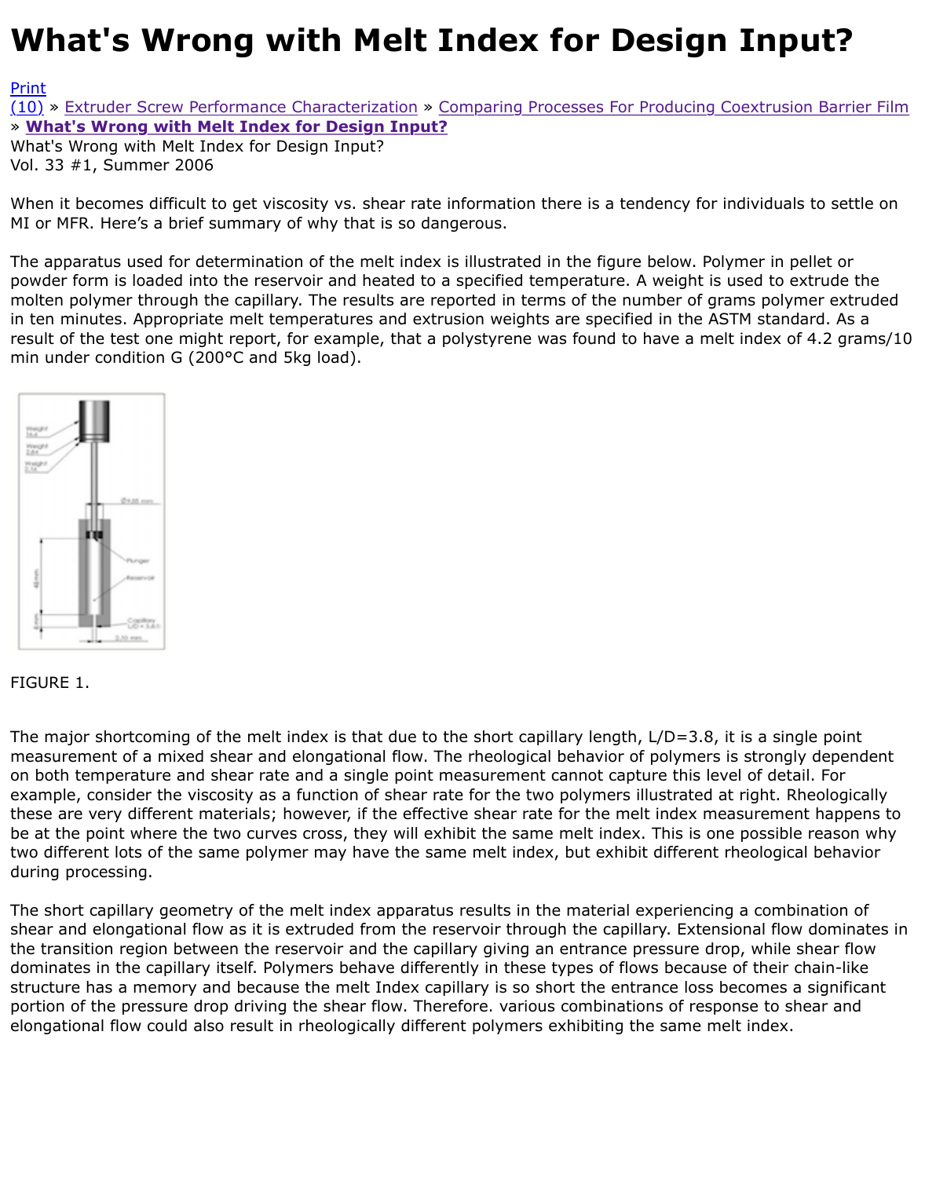# What's Wrong with Melt Index for Design Input?

Print
(10) » Extruder Screw Performance Characterization » Comparing Processes For Producing Coextrusion Barrier Film » **What's Wrong with Melt Index for Design Input?**
What's Wrong with Melt Index for Design Input?
Vol. 33 #1, Summer 2006

When it becomes difficult to get viscosity vs. shear rate information there is a tendency for individuals to settle on MI or MFR. Here's a brief summary of why that is so dangerous.

The apparatus used for determination of the melt index is illustrated in the figure below. Polymer in pellet or powder form is loaded into the reservoir and heated to a specified temperature. A weight is used to extrude the molten polymer through the capillary. The results are reported in terms of the number of grams polymer extruded in ten minutes. Appropriate melt temperatures and extrusion weights are specified in the ASTM standard. As a result of the test one might report, for example, that a polystyrene was found to have a melt index of 4.2 grams/10 min under condition G (200°C and 5kg load).

FIGURE 1.

The major shortcoming of the melt index is that due to the short capillary length, L/D=3.8, it is a single point measurement of a mixed shear and elongational flow. The rheological behavior of polymers is strongly dependent on both temperature and shear rate and a single point measurement cannot capture this level of detail. For example, consider the viscosity as a function of shear rate for the two polymers illustrated at right. Rheologically these are very different materials; however, if the effective shear rate for the melt index measurement happens to be at the point where the two curves cross, they will exhibit the same melt index. This is one possible reason why two different lots of the same polymer may have the same melt index, but exhibit different rheological behavior during processing.

The short capillary geometry of the melt index apparatus results in the material experiencing a combination of shear and elongational flow as it is extruded from the reservoir through the capillary. Extensional flow dominates in the transition region between the reservoir and the capillary giving an entrance pressure drop, while shear flow dominates in the capillary itself. Polymers behave differently in these types of flows because of their chain-like structure has a memory and because the melt Index capillary is so short the entrance loss becomes a significant portion of the pressure drop driving the shear flow. Therefore. various combinations of response to shear and elongational flow could also result in rheologically different polymers exhibiting the same melt index.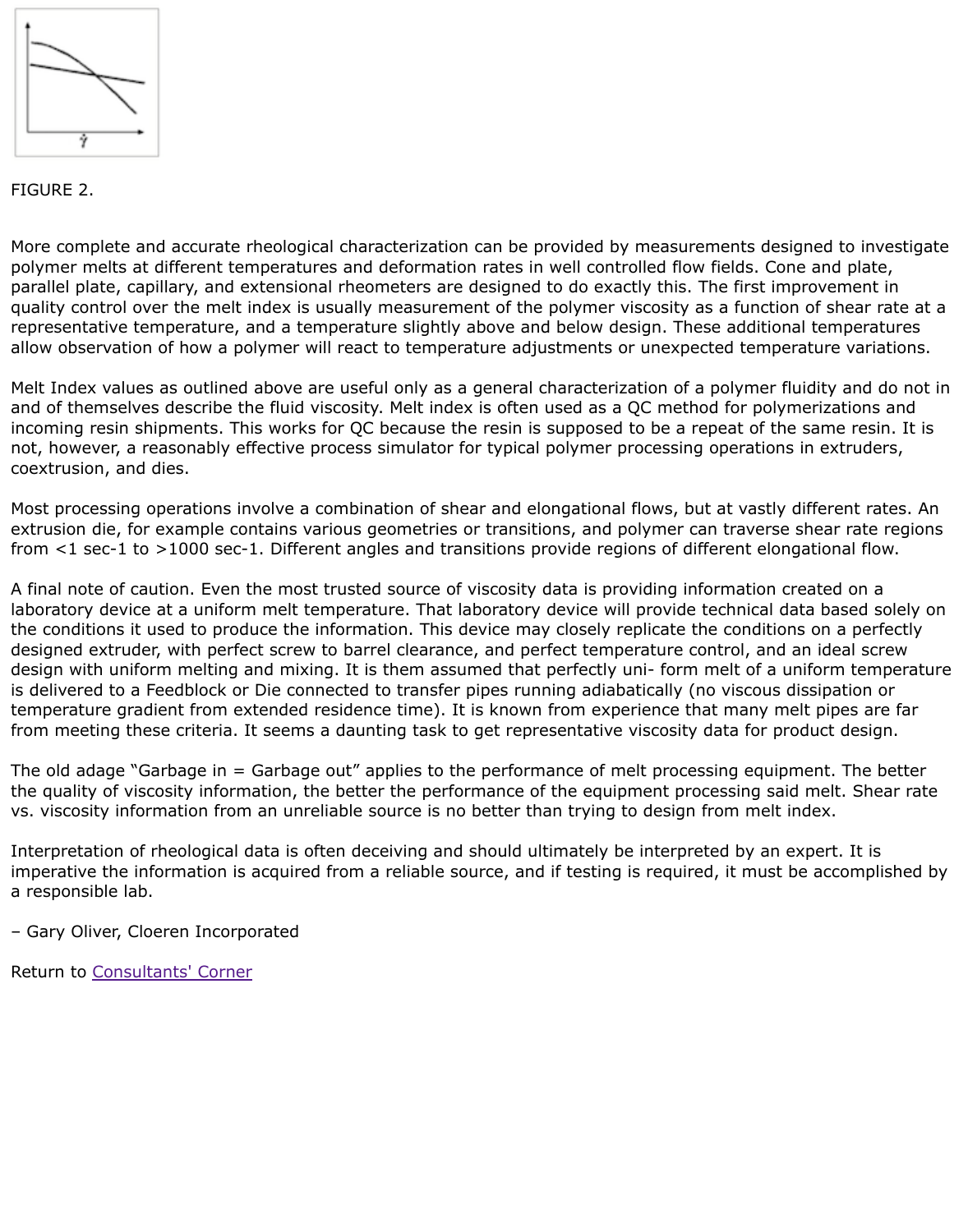$\dot{\gamma}$

FIGURE 2.

More complete and accurate rheological characterization can be provided by measurements designed to investigate polymer melts at different temperatures and deformation rates in well controlled flow fields. Cone and plate, parallel plate, capillary, and extensional rheometers are designed to do exactly this. The first improvement in quality control over the melt index is usually measurement of the polymer viscosity as a function of shear rate at a representative temperature, and a temperature slightly above and below design. These additional temperatures allow observation of how a polymer will react to temperature adjustments or unexpected temperature variations.

Melt Index values as outlined above are useful only as a general characterization of a polymer fluidity and do not in and of themselves describe the fluid viscosity. Melt index is often used as a QC method for polymerizations and incoming resin shipments. This works for QC because the resin is supposed to be a repeat of the same resin. It is not, however, a reasonably effective process simulator for typical polymer processing operations in extruders, coextrusion, and dies.

Most processing operations involve a combination of shear and elongational flows, but at vastly different rates. An extrusion die, for example contains various geometries or transitions, and polymer can traverse shear rate regions from <1 sec-1 to >1000 sec-1. Different angles and transitions provide regions of different elongational flow.

A final note of caution. Even the most trusted source of viscosity data is providing information created on a laboratory device at a uniform melt temperature. That laboratory device will provide technical data based solely on the conditions it used to produce the information. This device may closely replicate the conditions on a perfectly designed extruder, with perfect screw to barrel clearance, and perfect temperature control, and an ideal screw design with uniform melting and mixing. It is them assumed that perfectly uni- form melt of a uniform temperature is delivered to a Feedblock or Die connected to transfer pipes running adiabatically (no viscous dissipation or temperature gradient from extended residence time). It is known from experience that many melt pipes are far from meeting these criteria. It seems a daunting task to get representative viscosity data for product design.

The old adage "Garbage in = Garbage out" applies to the performance of melt processing equipment. The better the quality of viscosity information, the better the performance of the equipment processing said melt. Shear rate vs. viscosity information from an unreliable source is no better than trying to design from melt index.

Interpretation of rheological data is often deceiving and should ultimately be interpreted by an expert. It is imperative the information is acquired from a reliable source, and if testing is required, it must be accomplished by a responsible lab.

– Gary Oliver, Cloeren Incorporated

Return to Consultants' Corner